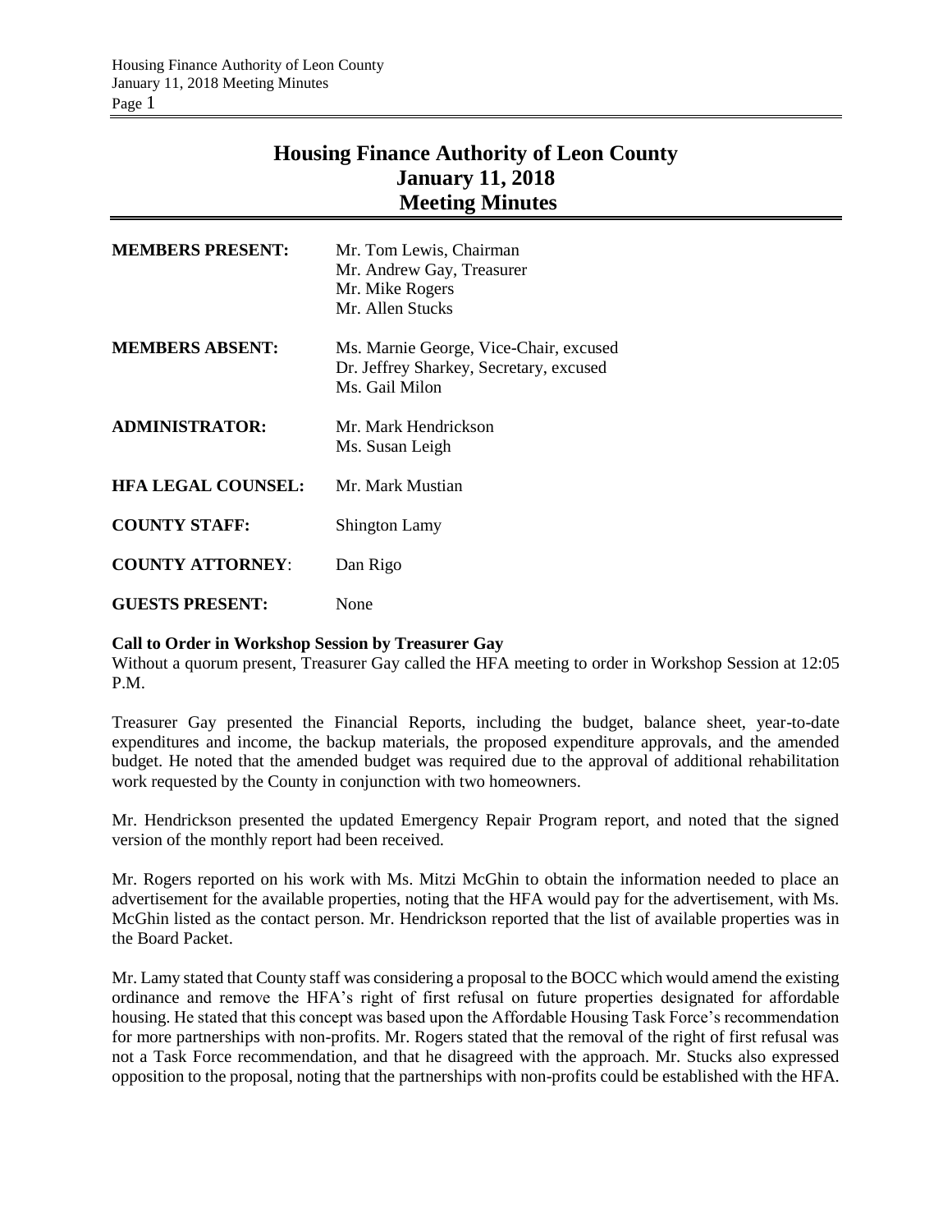# Housing Finance Authority of Leon County
# January 11, 2018
# Meeting Minutes

| | |
|---|---|
| **MEMBERS PRESENT:** | Mr. Tom Lewis, Chairman<br>Mr. Andrew Gay, Treasurer<br>Mr. Mike Rogers<br>Mr. Allen Stucks |
| **MEMBERS ABSENT:** | Ms. Marnie George, Vice-Chair, excused<br>Dr. Jeffrey Sharkey, Secretary, excused<br>Ms. Gail Milon |
| **ADMINISTRATOR:** | Mr. Mark Hendrickson<br>Ms. Susan Leigh |
| **HFA LEGAL COUNSEL:** | Mr. Mark Mustian |
| **COUNTY STAFF:** | Shington Lamy |
| **COUNTY ATTORNEY**: | Dan Rigo |
| **GUESTS PRESENT:** | None |

**Call to Order in Workshop Session by Treasurer Gay**

Without a quorum present, Treasurer Gay called the HFA meeting to order in Workshop Session at 12:05 P.M.

Treasurer Gay presented the Financial Reports, including the budget, balance sheet, year-to-date expenditures and income, the backup materials, the proposed expenditure approvals, and the amended budget. He noted that the amended budget was required due to the approval of additional rehabilitation work requested by the County in conjunction with two homeowners.

Mr. Hendrickson presented the updated Emergency Repair Program report, and noted that the signed version of the monthly report had been received.

Mr. Rogers reported on his work with Ms. Mitzi McGhin to obtain the information needed to place an advertisement for the available properties, noting that the HFA would pay for the advertisement, with Ms. McGhin listed as the contact person. Mr. Hendrickson reported that the list of available properties was in the Board Packet.

Mr. Lamy stated that County staff was considering a proposal to the BOCC which would amend the existing ordinance and remove the HFA's right of first refusal on future properties designated for affordable housing. He stated that this concept was based upon the Affordable Housing Task Force's recommendation for more partnerships with non-profits. Mr. Rogers stated that the removal of the right of first refusal was not a Task Force recommendation, and that he disagreed with the approach. Mr. Stucks also expressed opposition to the proposal, noting that the partnerships with non-profits could be established with the HFA.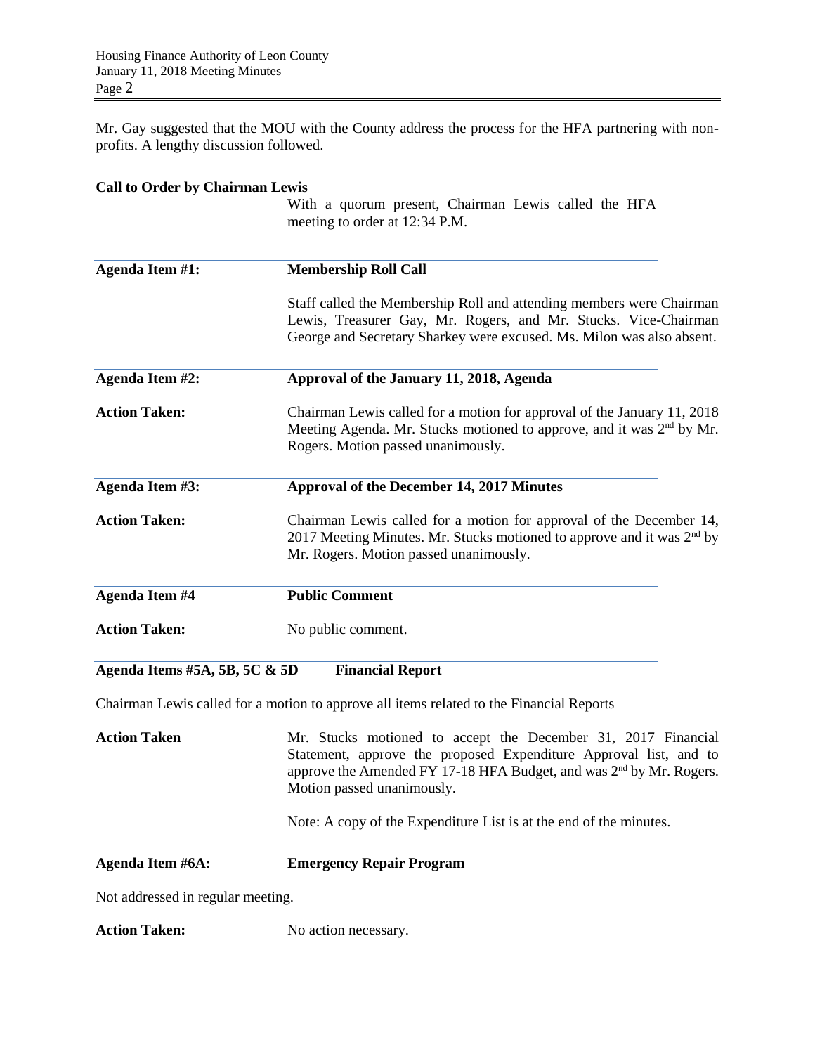Mr. Gay suggested that the MOU with the County address the process for the HFA partnering with non-profits. A lengthy discussion followed.

**Call to Order by Chairman Lewis**

With a quorum present, Chairman Lewis called the HFA meeting to order at 12:34 P.M.

**Agenda Item #1:** **Membership Roll Call**

Staff called the Membership Roll and attending members were Chairman Lewis, Treasurer Gay, Mr. Rogers, and Mr. Stucks. Vice-Chairman George and Secretary Sharkey were excused. Ms. Milon was also absent.

**Agenda Item #2:** **Approval of the January 11, 2018, Agenda**

**Action Taken:** Chairman Lewis called for a motion for approval of the January 11, 2018 Meeting Agenda. Mr. Stucks motioned to approve, and it was 2nd by Mr. Rogers. Motion passed unanimously.

**Agenda Item #3:** **Approval of the December 14, 2017 Minutes**

**Action Taken:** Chairman Lewis called for a motion for approval of the December 14, 2017 Meeting Minutes. Mr. Stucks motioned to approve and it was 2nd by Mr. Rogers. Motion passed unanimously.

**Agenda Item #4** **Public Comment**

**Action Taken:** No public comment.

**Agenda Items #5A, 5B, 5C & 5D** **Financial Report**

Chairman Lewis called for a motion to approve all items related to the Financial Reports

**Action Taken** Mr. Stucks motioned to accept the December 31, 2017 Financial Statement, approve the proposed Expenditure Approval list, and to approve the Amended FY 17-18 HFA Budget, and was 2nd by Mr. Rogers. Motion passed unanimously.

Note: A copy of the Expenditure List is at the end of the minutes.

**Agenda Item #6A:** **Emergency Repair Program**

Not addressed in regular meeting.

**Action Taken:** No action necessary.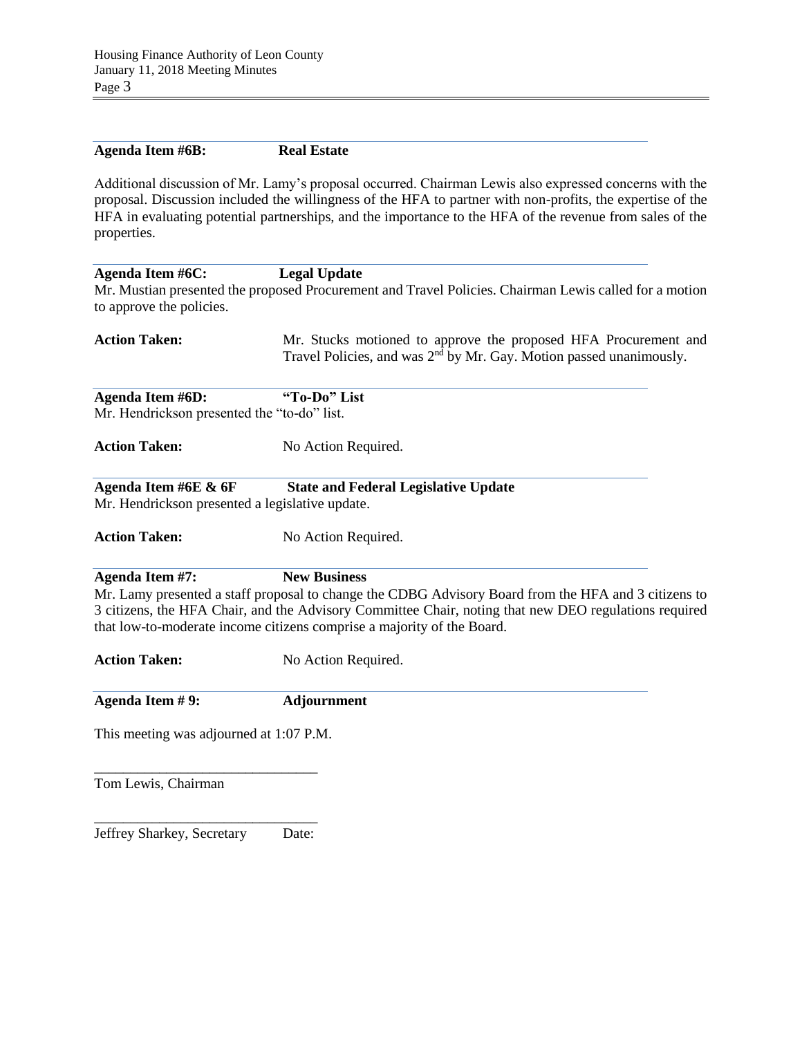**Agenda Item #6B: Real Estate**

Additional discussion of Mr. Lamy's proposal occurred. Chairman Lewis also expressed concerns with the proposal. Discussion included the willingness of the HFA to partner with non-profits, the expertise of the HFA in evaluating potential partnerships, and the importance to the HFA of the revenue from sales of the properties.

**Agenda Item #6C: Legal Update**

Mr. Mustian presented the proposed Procurement and Travel Policies. Chairman Lewis called for a motion to approve the policies.

**Action Taken:** Mr. Stucks motioned to approve the proposed HFA Procurement and Travel Policies, and was 2nd by Mr. Gay. Motion passed unanimously.

**Agenda Item #6D: "To-Do" List**

Mr. Hendrickson presented the "to-do" list.

**Action Taken:** No Action Required.

**Agenda Item #6E & 6F State and Federal Legislative Update**

Mr. Hendrickson presented a legislative update.

**Action Taken:** No Action Required.

**Agenda Item #7: New Business**

Mr. Lamy presented a staff proposal to change the CDBG Advisory Board from the HFA and 3 citizens to 3 citizens, the HFA Chair, and the Advisory Committee Chair, noting that new DEO regulations required that low-to-moderate income citizens comprise a majority of the Board.

**Action Taken:** No Action Required.

**Agenda Item # 9: Adjournment**

This meeting was adjourned at 1:07 P.M.

_______________________________

Tom Lewis, Chairman

_______________________________

Jeffrey Sharkey, Secretary Date: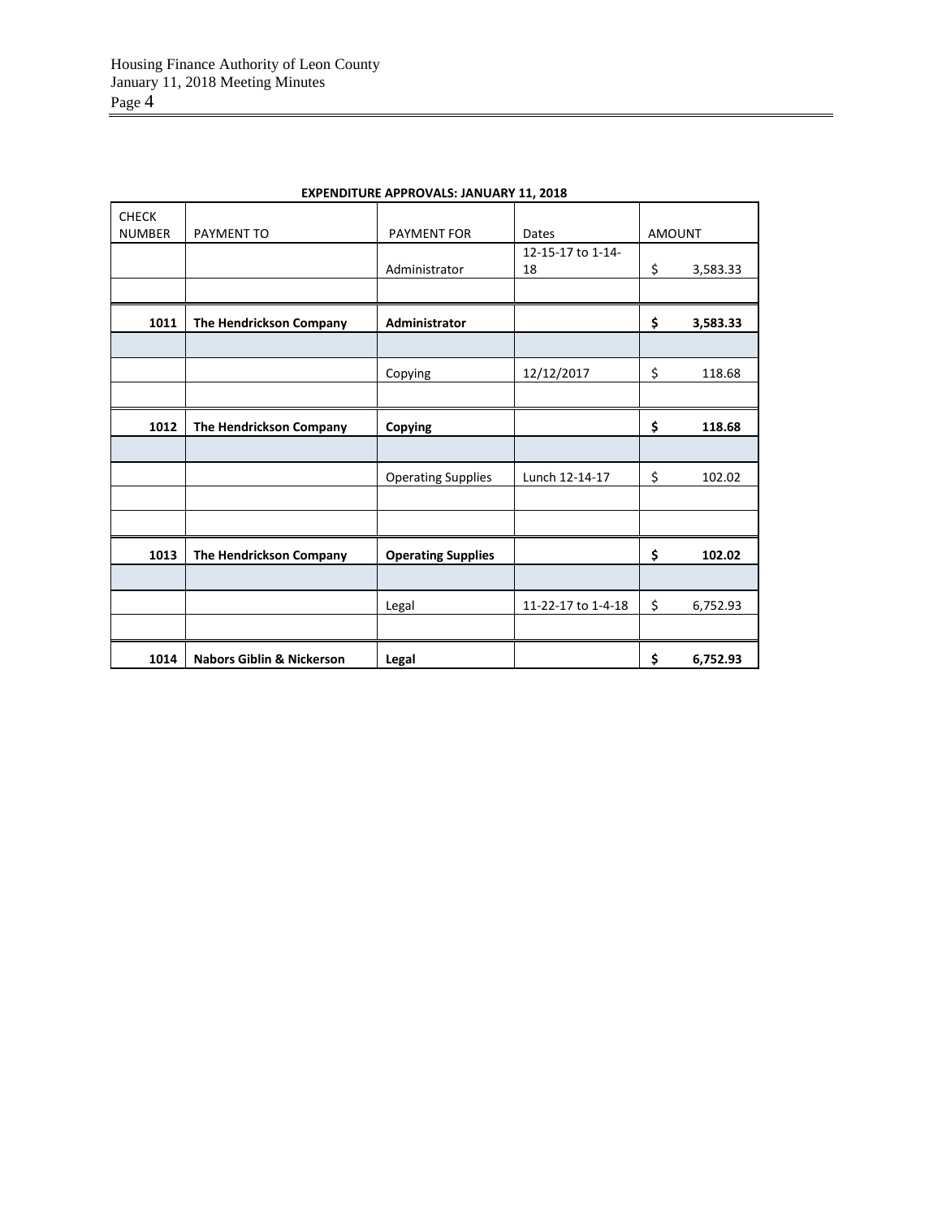**EXPENDITURE APPROVALS: JANUARY 11, 2018**

| CHECK NUMBER | PAYMENT TO | PAYMENT FOR | Dates | AMOUNT |
|---|---|---|---|---|
| | | Administrator | 12-15-17 to 1-14-18 | $ 3,583.33 |
| | | | | |
| **1011** | **The Hendrickson Company** | **Administrator** | | **$ 3,583.33** |
| | | | | |
| | | Copying | 12/12/2017 | $ 118.68 |
| | | | | |
| **1012** | **The Hendrickson Company** | **Copying** | | **$ 118.68** |
| | | | | |
| | | Operating Supplies | Lunch 12-14-17 | $ 102.02 |
| | | | | |
| | | | | |
| **1013** | **The Hendrickson Company** | **Operating Supplies** | | **$ 102.02** |
| | | | | |
| | | Legal | 11-22-17 to 1-4-18 | $ 6,752.93 |
| | | | | |
| **1014** | **Nabors Giblin & Nickerson** | **Legal** | | **$ 6,752.93** |